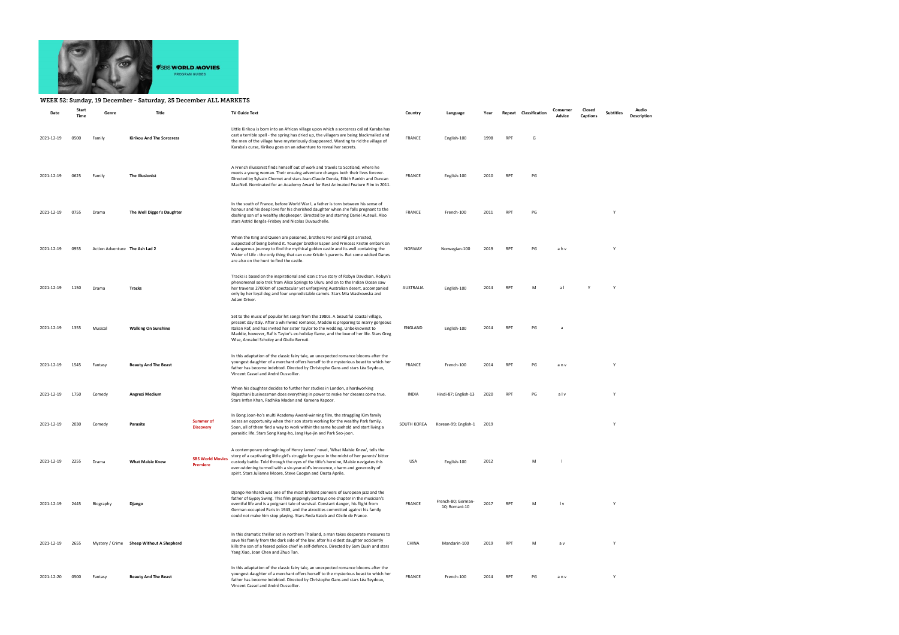# WEEK 52: Sunday, 19 December - Saturday, 25 December ALL MARKETS

| Date | Start Time | Genre | Title | | TV Guide Text | Country | Language | Year | Repeat | Classification | Consumer Advice | Closed Captions | Subtitles | Audio Description |
|---|---|---|---|---|---|---|---|---|---|---|---|---|---|---|
| 2021-12-19 | 0500 | Family | Kirikou And The Sorceress | | Little Kirikou is born into an African village upon which a sorceress called Karaba has cast a terrible spell - the spring has dried up, the villagers are being blackmailed and the men of the village have mysteriously disappeared. Wanting to rid the village of Karaba's curse, Kirikou goes on an adventure to reveal her secrets. | FRANCE | English-100 | 1998 | RPT | G | | | | |
| 2021-12-19 | 0625 | Family | The Illusionist | | A French illusionist finds himself out of work and travels to Scotland, where he meets a young woman. Their ensuing adventure changes both their lives forever. Directed by Sylvain Chomet and stars Jean-Claude Donda, Eilidh Rankin and Duncan MacNeil. Nominated for an Academy Award for Best Animated Feature Film in 2011. | FRANCE | English-100 | 2010 | RPT | PG | | | | |
| 2021-12-19 | 0755 | Drama | The Well Digger's Daughter | | In the south of France, before World War I, a father is torn between his sense of honour and his deep love for his cherished daughter when she falls pregnant to the dashing son of a wealthy shopkeeper. Directed by and starring Daniel Auteuil. Also stars Astrid Bergès-Frisbey and Nicolas Duvauchelle. | FRANCE | French-100 | 2011 | RPT | PG | | | Y | |
| 2021-12-19 | 0955 | Action Adventure | The Ash Lad 2 | | When the King and Queen are poisoned, brothers Per and Pål get arrested, suspected of being behind it. Younger brother Espen and Princess Kristin embark on a dangerous journey to find the mythical golden castle and its well containing the Water of Life - the only thing that can cure Kristin's parents. But some wicked Danes are also on the hunt to find the castle. | NORWAY | Norwegian-100 | 2019 | RPT | PG | a h v | | Y | |
| 2021-12-19 | 1150 | Drama | Tracks | | Tracks is based on the inspirational and iconic true story of Robyn Davidson. Robyn's phenomenal solo trek from Alice Springs to Uluru and on to the Indian Ocean saw her traverse 2700km of spectacular yet unforgiving Australian desert, accompanied only by her loyal dog and four unpredictable camels. Stars Mia Wasikowska and Adam Driver. | AUSTRALIA | English-100 | 2014 | RPT | M | a l | Y | Y | |
| 2021-12-19 | 1355 | Musical | Walking On Sunshine | | Set to the music of popular hit songs from the 1980s. A beautiful coastal village, present day Italy. After a whirlwind romance, Maddie is preparing to marry gorgeous Italian Raf, and has invited her sister Taylor to the wedding. Unbeknownst to Maddie, however, Raf is Taylor's ex-holiday flame, and the love of her life. Stars Greg Wise, Annabel Scholey and Giulio Berruti. | ENGLAND | English-100 | 2014 | RPT | PG | a | | | |
| 2021-12-19 | 1545 | Fantasy | Beauty And The Beast | | In this adaptation of the classic fairy tale, an unexpected romance blooms after the youngest daughter of a merchant offers herself to the mysterious beast to which her father has become indebted. Directed by Christophe Gans and stars Léa Seydoux, Vincent Cassel and André Dussollier. | FRANCE | French-100 | 2014 | RPT | PG | a n v | | Y | |
| 2021-12-19 | 1750 | Comedy | Angrezi Medium | | When his daughter decides to further her studies in London, a hardworking Rajasthani businessman does everything in power to make her dreams come true. Stars Irrfan Khan, Radhika Madan and Kareena Kapoor. | INDIA | Hindi-87; English-13 | 2020 | RPT | PG | a l v | | Y | |
| 2021-12-19 | 2030 | Comedy | Parasite | Summer of Discovery | In Bong Joon-ho's multi Academy Award-winning film, the struggling Kim family seizes an opportunity when their son starts working for the wealthy Park family. Soon, all of them find a way to work within the same household and start living a parasitic life. Stars Song Kang-ho, Jang Hye-jin and Park Seo-joon. | SOUTH KOREA | Korean-99; English-1 | 2019 | | | | | Y | |
| 2021-12-19 | 2255 | Drama | What Maisie Knew | SBS World Movies Premiere | A contemporary reimagining of Henry James' novel, 'What Maisie Knew', tells the story of a captivating little girl's struggle for grace in the midst of her parents' bitter custody battle. Told through the eyes of the title's heroine, Maisie navigates this ever-widening turmoil with a six-year-old's innocence, charm and generosity of spirit. Stars Julianne Moore, Steve Coogan and Onata Aprile. | USA | English-100 | 2012 | | M | l | | | |
| 2021-12-19 | 2445 | Biography | Django | | Django Reinhardt was one of the most brilliant pioneers of European jazz and the father of Gypsy Swing. This film grippingly portrays one chapter in the musician's eventful life and is a poignant tale of survival. Constant danger, his flight from German-occupied Paris in 1943, and the atrocities committed against his family could not make him stop playing. Stars Reda Kateb and Cécile de France. | FRANCE | French-80; German-10; Romani-10 | 2017 | RPT | M | l v | | Y | |
| 2021-12-19 | 2655 | Mystery / Crime | Sheep Without A Shepherd | | In this dramatic thriller set in northern Thailand, a man takes desperate measures to save his family from the dark side of the law, after his eldest daughter accidently kills the son of a feared police chief in self-defence. Directed by Sam Quah and stars Yang Xiao, Joan Chen and Zhuo Tan. | CHINA | Mandarin-100 | 2019 | RPT | M | a v | | Y | |
| 2021-12-20 | 0500 | Fantasy | Beauty And The Beast | | In this adaptation of the classic fairy tale, an unexpected romance blooms after the youngest daughter of a merchant offers herself to the mysterious beast to which her father has become indebted. Directed by Christophe Gans and stars Léa Seydoux, Vincent Cassel and André Dussollier. | FRANCE | French-100 | 2014 | RPT | PG | a n v | | Y | |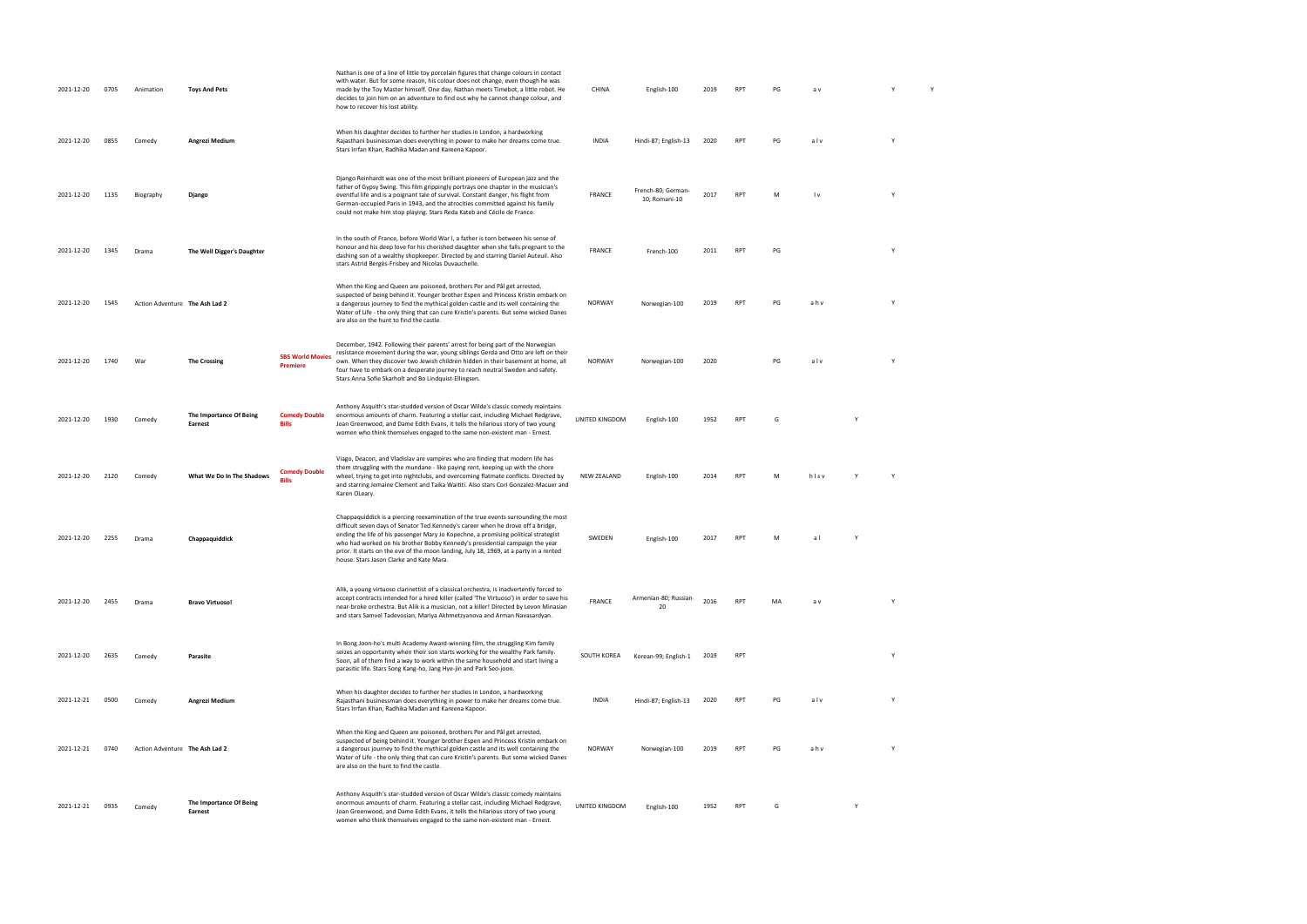| | | | | | | | | | | | | | | |
|---|---|---|---|---|---|---|---|---|---|---|---|---|---|---|
| 2021-12-20 | 0705 | Animation | **Toys And Pets** | | Nathan is one of a line of little toy porcelain figures that change colours in contact with water. But for some reason, his colour does not change, even though he was made by the Toy Master himself. One day, Nathan meets Timebot, a little robot. He decides to join him on an adventure to find out why he cannot change colour, and how to recover his lost ability. | CHINA | English-100 | 2019 | RPT | PG | a v | | Y | Y |
| 2021-12-20 | 0855 | Comedy | **Angrezi Medium** | | When his daughter decides to further her studies in London, a hardworking Rajasthani businessman does everything in power to make her dreams come true. Stars Irrfan Khan, Radhika Madan and Kareena Kapoor. | INDIA | Hindi-87; English-13 | 2020 | RPT | PG | a l v | | Y | |
| 2021-12-20 | 1135 | Biography | **Django** | | Django Reinhardt was one of the most brilliant pioneers of European jazz and the father of Gypsy Swing. This film grippingly portrays one chapter in the musician's eventful life and is a poignant tale of survival. Constant danger, his flight from German-occupied Paris in 1943, and the atrocities committed against his family could not make him stop playing. Stars Reda Kateb and Cécile de France. | FRANCE | French-80; German-10; Romani-10 | 2017 | RPT | M | l v | | Y | |
| 2021-12-20 | 1345 | Drama | **The Well Digger's Daughter** | | In the south of France, before World War I, a father is torn between his sense of honour and his deep love for his cherished daughter when she falls pregnant to the dashing son of a wealthy shopkeeper. Directed by and starring Daniel Auteuil. Also stars Astrid Bergès-Frisbey and Nicolas Duvauchelle. | FRANCE | French-100 | 2011 | RPT | PG | | | Y | |
| 2021-12-20 | 1545 | Action Adventure | **The Ash Lad 2** | | When the King and Queen are poisoned, brothers Per and Pål get arrested, suspected of being behind it. Younger brother Espen and Princess Kristin embark on a dangerous journey to find the mythical golden castle and its well containing the Water of Life - the only thing that can cure Kristin's parents. But some wicked Danes are also on the hunt to find the castle. | NORWAY | Norwegian-100 | 2019 | RPT | PG | a h v | | Y | |
| 2021-12-20 | 1740 | War | **The Crossing** | **SBS World Movies Premiere** | December, 1942. Following their parents' arrest for being part of the Norwegian resistance movement during the war, young siblings Gerda and Otto are left on their own. When they discover two Jewish children hidden in their basement at home, all four have to embark on a desperate journey to reach neutral Sweden and safety. Stars Anna Sofie Skarholt and Bo Lindquist-Ellingsen. | NORWAY | Norwegian-100 | 2020 | | PG | a l v | | Y | |
| 2021-12-20 | 1930 | Comedy | **The Importance Of Being Earnest** | **Comedy Double Bills** | Anthony Asquith's star-studded version of Oscar Wilde's classic comedy maintains enormous amounts of charm. Featuring a stellar cast, including Michael Redgrave, Joan Greenwood, and Dame Edith Evans, it tells the hilarious story of two young women who think themselves engaged to the same non-existent man - Ernest. | UNITED KINGDOM | English-100 | 1952 | RPT | G | | Y | | |
| 2021-12-20 | 2120 | Comedy | **What We Do In The Shadows** | **Comedy Double Bills** | Viago, Deacon, and Vladislav are vampires who are finding that modern life has them struggling with the mundane - like paying rent, keeping up with the chore wheel, trying to get into nightclubs, and overcoming flatmate conflicts. Directed by and starring Jemaine Clement and Taika Waititi. Also stars Cori Gonzalez-Macuer and Karen OLeary. | NEW ZEALAND | English-100 | 2014 | RPT | M | h l s v | Y | Y | |
| 2021-12-20 | 2255 | Drama | **Chappaquiddick** | | Chappaquiddick is a piercing reexamination of the true events surrounding the most difficult seven days of Senator Ted Kennedy's career when he drove off a bridge, ending the life of his passenger Mary Jo Kopechne, a promising political strategist who had worked on his brother Bobby Kennedy's presidential campaign the year prior. It starts on the eve of the moon landing, July 18, 1969, at a party in a rented house. Stars Jason Clarke and Kate Mara. | SWEDEN | English-100 | 2017 | RPT | M | a l | Y | | |
| 2021-12-20 | 2455 | Drama | **Bravo Virtuoso!** | | Alik, a young virtuoso clarinettist of a classical orchestra, is inadvertently forced to accept contracts intended for a hired killer (called 'The Virtuoso') in order to save his near-broke orchestra. But Alik is a musician, not a killer! Directed by Levon Minasian and stars Samvel Tadevosian, Mariya Akhmetzyanova and Arman Navasardyan. | FRANCE | Armenian-80; Russian-20 | 2016 | RPT | MA | a v | | Y | |
| 2021-12-20 | 2635 | Comedy | **Parasite** | | In Bong Joon-ho's multi Academy Award-winning film, the struggling Kim family seizes an opportunity when their son starts working for the wealthy Park family. Soon, all of them find a way to work within the same household and start living a parasitic life. Stars Song Kang-ho, Jang Hye-jin and Park Seo-joon. | SOUTH KOREA | Korean-99; English-1 | 2019 | RPT | | | | Y | |
| 2021-12-21 | 0500 | Comedy | **Angrezi Medium** | | When his daughter decides to further her studies in London, a hardworking Rajasthani businessman does everything in power to make her dreams come true. Stars Irrfan Khan, Radhika Madan and Kareena Kapoor. | INDIA | Hindi-87; English-13 | 2020 | RPT | PG | a l v | | Y | |
| 2021-12-21 | 0740 | Action Adventure | **The Ash Lad 2** | | When the King and Queen are poisoned, brothers Per and Pål get arrested, suspected of being behind it. Younger brother Espen and Princess Kristin embark on a dangerous journey to find the mythical golden castle and its well containing the Water of Life - the only thing that can cure Kristin's parents. But some wicked Danes are also on the hunt to find the castle. | NORWAY | Norwegian-100 | 2019 | RPT | PG | a h v | | Y | |
| 2021-12-21 | 0935 | Comedy | **The Importance Of Being Earnest** | | Anthony Asquith's star-studded version of Oscar Wilde's classic comedy maintains enormous amounts of charm. Featuring a stellar cast, including Michael Redgrave, Joan Greenwood, and Dame Edith Evans, it tells the hilarious story of two young women who think themselves engaged to the same non-existent man - Ernest. | UNITED KINGDOM | English-100 | 1952 | RPT | G | | Y | | |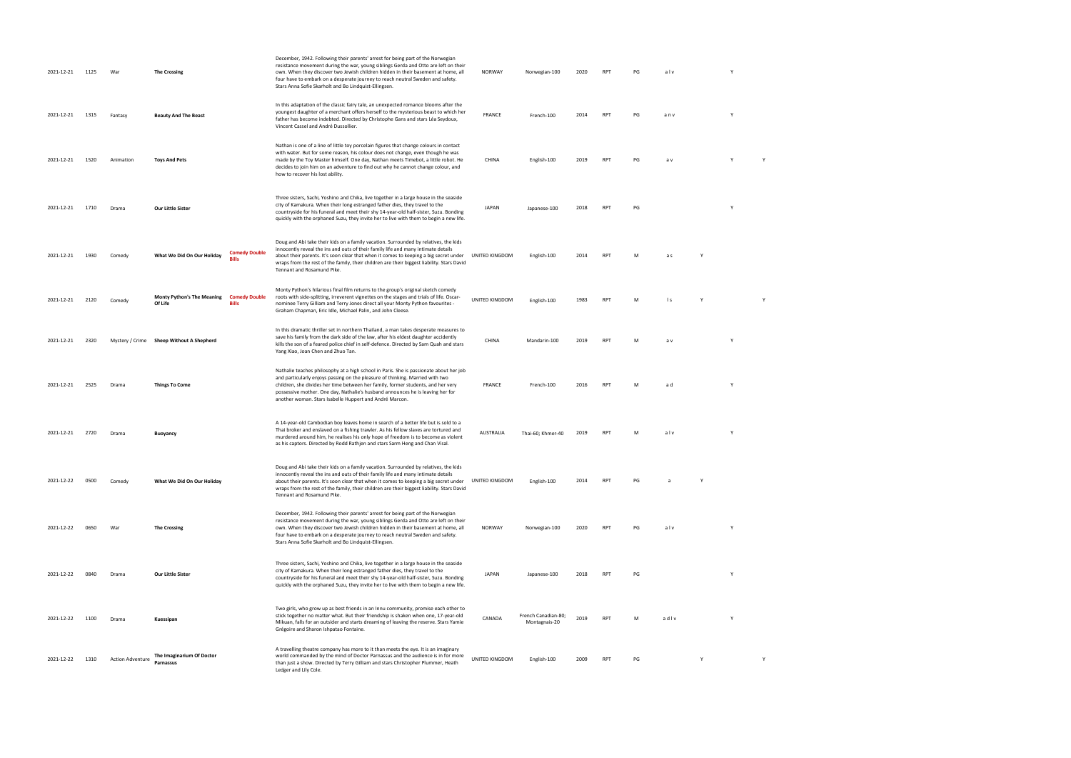| | | | | | | | | | | | | | | |
|---|---|---|---|---|---|---|---|---|---|---|---|---|---|---|
| 2021-12-21 | 1125 | War | **The Crossing** | | December, 1942. Following their parents' arrest for being part of the Norwegian resistance movement during the war, young siblings Gerda and Otto are left on their own. When they discover two Jewish children hidden in their basement at home, all four have to embark on a desperate journey to reach neutral Sweden and safety. Stars Anna Sofie Skarholt and Bo Lindquist-Ellingsen. | NORWAY | Norwegian-100 | 2020 | RPT | PG | a l v | | Y | |
| 2021-12-21 | 1315 | Fantasy | **Beauty And The Beast** | | In this adaptation of the classic fairy tale, an unexpected romance blooms after the youngest daughter of a merchant offers herself to the mysterious beast to which her father has become indebted. Directed by Christophe Gans and stars Léa Seydoux, Vincent Cassel and André Dussollier. | FRANCE | French-100 | 2014 | RPT | PG | a n v | | Y | |
| 2021-12-21 | 1520 | Animation | **Toys And Pets** | | Nathan is one of a line of little toy porcelain figures that change colours in contact with water. But for some reason, his colour does not change, even though he was made by the Toy Master himself. One day, Nathan meets Timebot, a little robot. He decides to join him on an adventure to find out why he cannot change colour, and how to recover his lost ability. | CHINA | English-100 | 2019 | RPT | PG | a v | | Y | Y |
| 2021-12-21 | 1710 | Drama | **Our Little Sister** | | Three sisters, Sachi, Yoshino and Chika, live together in a large house in the seaside city of Kamakura. When their long estranged father dies, they travel to the countryside for his funeral and meet their shy 14-year-old half-sister, Suzu. Bonding quickly with the orphaned Suzu, they invite her to live with them to begin a new life. | JAPAN | Japanese-100 | 2018 | RPT | PG | | | Y | |
| 2021-12-21 | 1930 | Comedy | **What We Did On Our Holiday** | **Comedy Double Bills** | Doug and Abi take their kids on a family vacation. Surrounded by relatives, the kids innocently reveal the ins and outs of their family life and many intimate details about their parents. It's soon clear that when it comes to keeping a big secret under wraps from the rest of the family, their children are their biggest liability. Stars David Tennant and Rosamund Pike. | UNITED KINGDOM | English-100 | 2014 | RPT | M | a s | Y | | |
| 2021-12-21 | 2120 | Comedy | **Monty Python's The Meaning Of Life** | **Comedy Double Bills** | Monty Python's hilarious final film returns to the group's original sketch comedy roots with side-splitting, irreverent vignettes on the stages and trials of life. Oscar-nominee Terry Gilliam and Terry Jones direct all your Monty Python favourites - Graham Chapman, Eric Idle, Michael Palin, and John Cleese. | UNITED KINGDOM | English-100 | 1983 | RPT | M | l s | Y | | Y |
| 2021-12-21 | 2320 | Mystery / Crime | **Sheep Without A Shepherd** | | In this dramatic thriller set in northern Thailand, a man takes desperate measures to save his family from the dark side of the law, after his eldest daughter accidently kills the son of a feared police chief in self-defence. Directed by Sam Quah and stars Yang Xiao, Joan Chen and Zhuo Tan. | CHINA | Mandarin-100 | 2019 | RPT | M | a v | | Y | |
| 2021-12-21 | 2525 | Drama | **Things To Come** | | Nathalie teaches philosophy at a high school in Paris. She is passionate about her job and particularly enjoys passing on the pleasure of thinking. Married with two children, she divides her time between her family, former students, and her very possessive mother. One day, Nathalie's husband announces he is leaving her for another woman. Stars Isabelle Huppert and André Marcon. | FRANCE | French-100 | 2016 | RPT | M | a d | | Y | |
| 2021-12-21 | 2720 | Drama | **Buoyancy** | | A 14-year-old Cambodian boy leaves home in search of a better life but is sold to a Thai broker and enslaved on a fishing trawler. As his fellow slaves are tortured and murdered around him, he realises his only hope of freedom is to become as violent as his captors. Directed by Rodd Rathjen and stars Sarm Heng and Chan Visal. | AUSTRALIA | Thai-60; Khmer-40 | 2019 | RPT | M | a l v | | Y | |
| 2021-12-22 | 0500 | Comedy | **What We Did On Our Holiday** | | Doug and Abi take their kids on a family vacation. Surrounded by relatives, the kids innocently reveal the ins and outs of their family life and many intimate details about their parents. It's soon clear that when it comes to keeping a big secret under wraps from the rest of the family, their children are their biggest liability. Stars David Tennant and Rosamund Pike. | UNITED KINGDOM | English-100 | 2014 | RPT | PG | a | Y | | |
| 2021-12-22 | 0650 | War | **The Crossing** | | December, 1942. Following their parents' arrest for being part of the Norwegian resistance movement during the war, young siblings Gerda and Otto are left on their own. When they discover two Jewish children hidden in their basement at home, all four have to embark on a desperate journey to reach neutral Sweden and safety. Stars Anna Sofie Skarholt and Bo Lindquist-Ellingsen. | NORWAY | Norwegian-100 | 2020 | RPT | PG | a l v | | Y | |
| 2021-12-22 | 0840 | Drama | **Our Little Sister** | | Three sisters, Sachi, Yoshino and Chika, live together in a large house in the seaside city of Kamakura. When their long estranged father dies, they travel to the countryside for his funeral and meet their shy 14-year-old half-sister, Suzu. Bonding quickly with the orphaned Suzu, they invite her to live with them to begin a new life. | JAPAN | Japanese-100 | 2018 | RPT | PG | | | Y | |
| 2021-12-22 | 1100 | Drama | **Kuessipan** | | Two girls, who grow up as best friends in an Innu community, promise each other to stick together no matter what. But their friendship is shaken when one, 17-year-old Mikuan, falls for an outsider and starts dreaming of leaving the reserve. Stars Yamie Grégoire and Sharon Ishpatao Fontaine. | CANADA | French Canadian-80; Montagnais-20 | 2019 | RPT | M | a d l v | | Y | |
| 2021-12-22 | 1310 | Action Adventure | **The Imaginarium Of Doctor Parnassus** | | A travelling theatre company has more to it than meets the eye. It is an imaginary world commanded by the mind of Doctor Parnassus and the audience is in for more than just a show. Directed by Terry Gilliam and stars Christopher Plummer, Heath Ledger and Lily Cole. | UNITED KINGDOM | English-100 | 2009 | RPT | PG | | Y | | Y |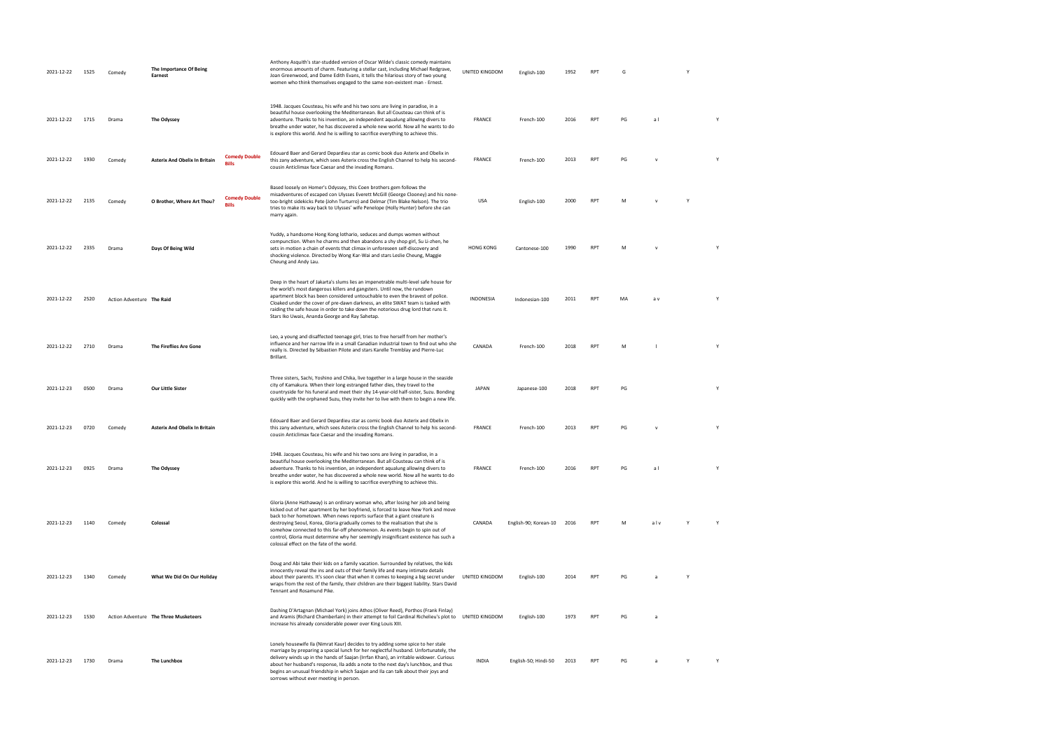| | | | | | | | | | | | | | | |
|---|---|---|---|---|---|---|---|---|---|---|---|---|---|---|
| 2021-12-22 | 1525 | Comedy | **The Importance Of Being Earnest** | | Anthony Asquith's star-studded version of Oscar Wilde's classic comedy maintains enormous amounts of charm. Featuring a stellar cast, including Michael Redgrave, Joan Greenwood, and Dame Edith Evans, it tells the hilarious story of two young women who think themselves engaged to the same non-existent man - Ernest. | UNITED KINGDOM | English-100 | 1952 | RPT | G | | Y | |
| 2021-12-22 | 1715 | Drama | **The Odyssey** | | 1948. Jacques Cousteau, his wife and his two sons are living in paradise, in a beautiful house overlooking the Mediterranean. But all Cousteau can think of is adventure. Thanks to his invention, an independent aqualung allowing divers to breathe under water, he has discovered a whole new world. Now all he wants to do is explore this world. And he is willing to sacrifice everything to achieve this. | FRANCE | French-100 | 2016 | RPT | PG | a l | | Y |
| 2021-12-22 | 1930 | Comedy | **Asterix And Obelix In Britain** | **Comedy Double Bills** | Edouard Baer and Gerard Depardieu star as comic book duo Asterix and Obelix in this zany adventure, which sees Asterix cross the English Channel to help his second-cousin Anticlimax face Caesar and the invading Romans. | FRANCE | French-100 | 2013 | RPT | PG | v | | Y |
| 2021-12-22 | 2135 | Comedy | **O Brother, Where Art Thou?** | **Comedy Double Bills** | Based loosely on Homer's Odyssey, this Coen brothers gem follows the misadventures of escaped con Ulysses Everett McGill (George Clooney) and his none-too-bright sidekicks Pete (John Turturro) and Delmar (Tim Blake Nelson). The trio tries to make its way back to Ulysses' wife Penelope (Holly Hunter) before she can marry again. | USA | English-100 | 2000 | RPT | M | v | Y | |
| 2021-12-22 | 2335 | Drama | **Days Of Being Wild** | | Yuddy, a handsome Hong Kong lothario, seduces and dumps women without compunction. When he charms and then abandons a shy shop girl, Su Li-zhen, he sets in motion a chain of events that climax in unforeseen self-discovery and shocking violence. Directed by Wong Kar-Wai and stars Leslie Cheung, Maggie Cheung and Andy Lau. | HONG KONG | Cantonese-100 | 1990 | RPT | M | v | | Y |
| 2021-12-22 | 2520 | Action Adventure | **The Raid** | | Deep in the heart of Jakarta's slums lies an impenetrable multi-level safe house for the world's most dangerous killers and gangsters. Until now, the rundown apartment block has been considered untouchable to even the bravest of police. Cloaked under the cover of pre-dawn darkness, an elite SWAT team is tasked with raiding the safe house in order to take down the notorious drug lord that runs it. Stars Iko Uwais, Ananda George and Ray Sahetap. | INDONESIA | Indonesian-100 | 2011 | RPT | MA | a v | | Y |
| 2021-12-22 | 2710 | Drama | **The Fireflies Are Gone** | | Leo, a young and disaffected teenage girl, tries to free herself from her mother's influence and her narrow life in a small Canadian industrial town to find out who she really is. Directed by Sébastien Pilote and stars Karelle Tremblay and Pierre-Luc Brillant. | CANADA | French-100 | 2018 | RPT | M | l | | Y |
| 2021-12-23 | 0500 | Drama | **Our Little Sister** | | Three sisters, Sachi, Yoshino and Chika, live together in a large house in the seaside city of Kamakura. When their long estranged father dies, they travel to the countryside for his funeral and meet their shy 14-year-old half-sister, Suzu. Bonding quickly with the orphaned Suzu, they invite her to live with them to begin a new life. | JAPAN | Japanese-100 | 2018 | RPT | PG | | | Y |
| 2021-12-23 | 0720 | Comedy | **Asterix And Obelix In Britain** | | Edouard Baer and Gerard Depardieu star as comic book duo Asterix and Obelix in this zany adventure, which sees Asterix cross the English Channel to help his second-cousin Anticlimax face Caesar and the invading Romans. | FRANCE | French-100 | 2013 | RPT | PG | v | | Y |
| 2021-12-23 | 0925 | Drama | **The Odyssey** | | 1948. Jacques Cousteau, his wife and his two sons are living in paradise, in a beautiful house overlooking the Mediterranean. But all Cousteau can think of is adventure. Thanks to his invention, an independent aqualung allowing divers to breathe under water, he has discovered a whole new world. Now all he wants to do is explore this world. And he is willing to sacrifice everything to achieve this. | FRANCE | French-100 | 2016 | RPT | PG | a l | | Y |
| 2021-12-23 | 1140 | Comedy | **Colossal** | | Gloria (Anne Hathaway) is an ordinary woman who, after losing her job and being kicked out of her apartment by her boyfriend, is forced to leave New York and move back to her hometown. When news reports surface that a giant creature is destroying Seoul, Korea, Gloria gradually comes to the realisation that she is somehow connected to this far-off phenomenon. As events begin to spin out of control, Gloria must determine why her seemingly insignificant existence has such a colossal effect on the fate of the world. | CANADA | English-90; Korean-10 | 2016 | RPT | M | a l v | Y | Y |
| 2021-12-23 | 1340 | Comedy | **What We Did On Our Holiday** | | Doug and Abi take their kids on a family vacation. Surrounded by relatives, the kids innocently reveal the ins and outs of their family life and many intimate details about their parents. It's soon clear that when it comes to keeping a big secret under wraps from the rest of the family, their children are their biggest liability. Stars David Tennant and Rosamund Pike. | UNITED KINGDOM | English-100 | 2014 | RPT | PG | a | Y | |
| 2021-12-23 | 1530 | Action Adventure | **The Three Musketeers** | | Dashing D'Artagnan (Michael York) joins Athos (Oliver Reed), Porthos (Frank Finlay) and Aramis (Richard Chamberlain) in their attempt to foil Cardinal Richelieu's plot to increase his already considerable power over King Louis XIII. | UNITED KINGDOM | English-100 | 1973 | RPT | PG | a | | |
| 2021-12-23 | 1730 | Drama | **The Lunchbox** | | Lonely housewife Ila (Nimrat Kaur) decides to try adding some spice to her stale marriage by preparing a special lunch for her neglectful husband. Unfortunately, the delivery winds up in the hands of Saajan (Irrfan Khan), an irritable widower. Curious about her husband's response, Ila adds a note to the next day's lunchbox, and thus begins an unusual friendship in which Saajan and Ila can talk about their joys and sorrows without ever meeting in person. | INDIA | English-50; Hindi-50 | 2013 | RPT | PG | a | Y | Y |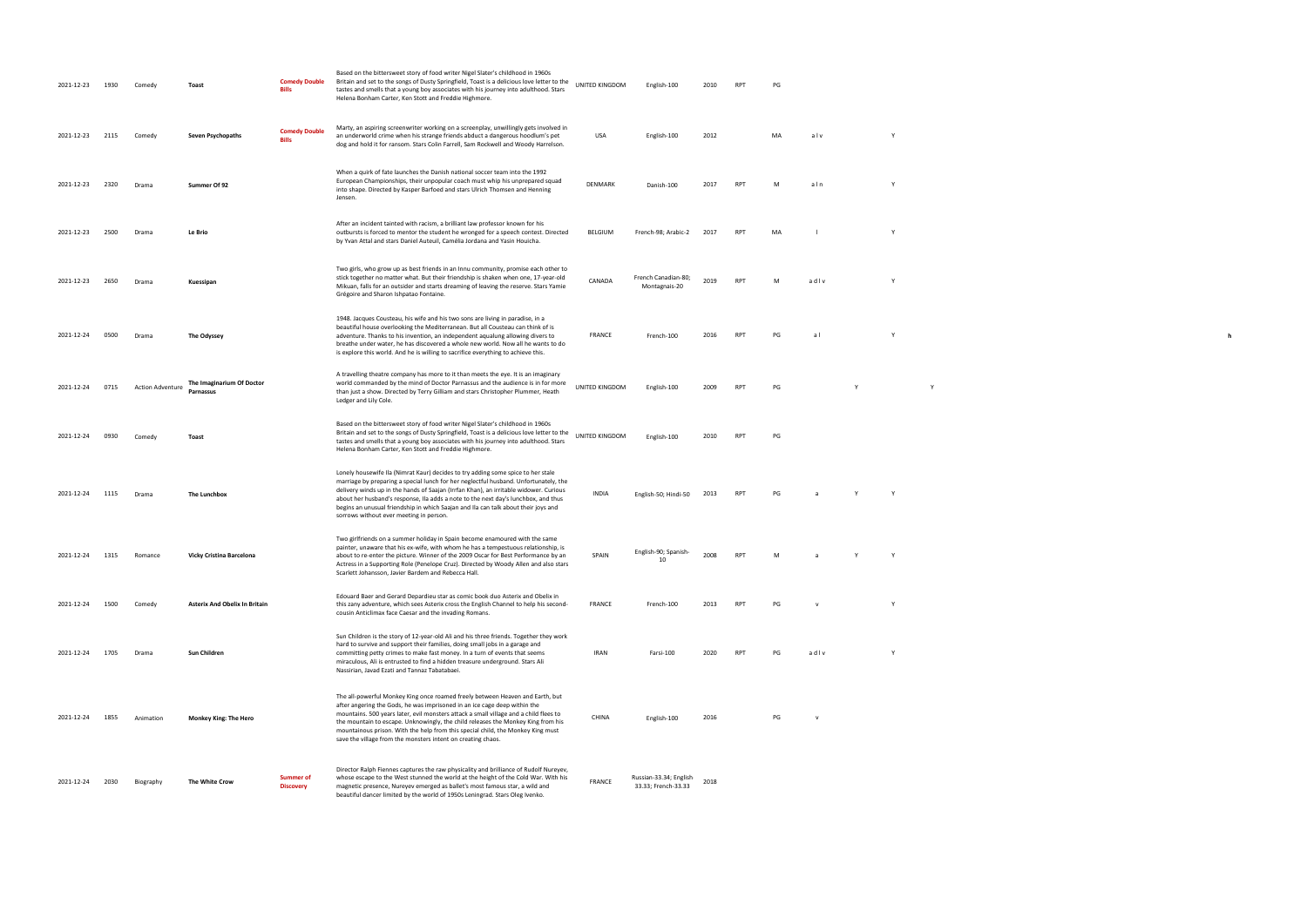| | | | | | | | | | | | | | | | |
|---|---|---|---|---|---|---|---|---|---|---|---|---|---|---|---|
| 2021-12-23 | 1930 | Comedy | **Toast** | **Comedy Double Bills** | Based on the bittersweet story of food writer Nigel Slater's childhood in 1960s Britain and set to the songs of Dusty Springfield, Toast is a delicious love letter to the tastes and smells that a young boy associates with his journey into adulthood. Stars Helena Bonham Carter, Ken Stott and Freddie Highmore. | UNITED KINGDOM | English-100 | 2010 | RPT | PG | | | | | |
| 2021-12-23 | 2115 | Comedy | **Seven Psychopaths** | **Comedy Double Bills** | Marty, an aspiring screenwriter working on a screenplay, unwillingly gets involved in an underworld crime when his strange friends abduct a dangerous hoodlum's pet dog and hold it for ransom. Stars Colin Farrell, Sam Rockwell and Woody Harrelson. | USA | English-100 | 2012 | | MA | a l v | | Y | | |
| 2021-12-23 | 2320 | Drama | **Summer Of 92** | | When a quirk of fate launches the Danish national soccer team into the 1992 European Championships, their unpopular coach must whip his unprepared squad into shape. Directed by Kasper Barfoed and stars Ulrich Thomsen and Henning Jensen. | DENMARK | Danish-100 | 2017 | RPT | M | a l n | | Y | | |
| 2021-12-23 | 2500 | Drama | **Le Brio** | | After an incident tainted with racism, a brilliant law professor known for his outbursts is forced to mentor the student he wronged for a speech contest. Directed by Yvan Attal and stars Daniel Auteuil, Camélia Jordana and Yasin Houicha. | BELGIUM | French-98; Arabic-2 | 2017 | RPT | MA | l | | Y | | |
| 2021-12-23 | 2650 | Drama | **Kuessipan** | | Two girls, who grow up as best friends in an Innu community, promise each other to stick together no matter what. But their friendship is shaken when one, 17-year-old Mikuan, falls for an outsider and starts dreaming of leaving the reserve. Stars Yamie Grégoire and Sharon Ishpatao Fontaine. | CANADA | French Canadian-80; Montagnais-20 | 2019 | RPT | M | a d l v | | Y | | |
| 2021-12-24 | 0500 | Drama | **The Odyssey** | | 1948. Jacques Cousteau, his wife and his two sons are living in paradise, in a beautiful house overlooking the Mediterranean. But all Cousteau can think of is adventure. Thanks to his invention, an independent aqualung allowing divers to breathe under water, he has discovered a whole new world. Now all he wants to do is explore this world. And he is willing to sacrifice everything to achieve this. | FRANCE | French-100 | 2016 | RPT | PG | a l | | Y | | h |
| 2021-12-24 | 0715 | Action Adventure | **The Imaginarium Of Doctor Parnassus** | | A travelling theatre company has more to it than meets the eye. It is an imaginary world commanded by the mind of Doctor Parnassus and the audience is in for more than just a show. Directed by Terry Gilliam and stars Christopher Plummer, Heath Ledger and Lily Cole. | UNITED KINGDOM | English-100 | 2009 | RPT | PG | | Y | | Y | |
| 2021-12-24 | 0930 | Comedy | **Toast** | | Based on the bittersweet story of food writer Nigel Slater's childhood in 1960s Britain and set to the songs of Dusty Springfield, Toast is a delicious love letter to the tastes and smells that a young boy associates with his journey into adulthood. Stars Helena Bonham Carter, Ken Stott and Freddie Highmore. | UNITED KINGDOM | English-100 | 2010 | RPT | PG | | | | | |
| 2021-12-24 | 1115 | Drama | **The Lunchbox** | | Lonely housewife Ila (Nimrat Kaur) decides to try adding some spice to her stale marriage by preparing a special lunch for her neglectful husband. Unfortunately, the delivery winds up in the hands of Saajan (Irrfan Khan), an irritable widower. Curious about her husband's response, Ila adds a note to the next day's lunchbox, and thus begins an unusual friendship in which Saajan and Ila can talk about their joys and sorrows without ever meeting in person. | INDIA | English-50; Hindi-50 | 2013 | RPT | PG | a | Y | Y | | |
| 2021-12-24 | 1315 | Romance | **Vicky Cristina Barcelona** | | Two girlfriends on a summer holiday in Spain become enamoured with the same painter, unaware that his ex-wife, with whom he has a tempestuous relationship, is about to re-enter the picture. Winner of the 2009 Oscar for Best Performance by an Actress in a Supporting Role (Penelope Cruz). Directed by Woody Allen and also stars Scarlett Johansson, Javier Bardem and Rebecca Hall. | SPAIN | English-90; Spanish-10 | 2008 | RPT | M | a | Y | Y | | |
| 2021-12-24 | 1500 | Comedy | **Asterix And Obelix In Britain** | | Edouard Baer and Gerard Depardieu star as comic book duo Asterix and Obelix in this zany adventure, which sees Asterix cross the English Channel to help his second-cousin Anticlimax face Caesar and the invading Romans. | FRANCE | French-100 | 2013 | RPT | PG | v | | Y | | |
| 2021-12-24 | 1705 | Drama | **Sun Children** | | Sun Children is the story of 12-year-old Ali and his three friends. Together they work hard to survive and support their families, doing small jobs in a garage and committing petty crimes to make fast money. In a turn of events that seems miraculous, Ali is entrusted to find a hidden treasure underground. Stars Ali Nassirian, Javad Ezati and Tannaz Tabatabaei. | IRAN | Farsi-100 | 2020 | RPT | PG | a d l v | | Y | | |
| 2021-12-24 | 1855 | Animation | **Monkey King: The Hero** | | The all-powerful Monkey King once roamed freely between Heaven and Earth, but after angering the Gods, he was imprisoned in an ice cage deep within the mountains. 500 years later, evil monsters attack a small village and a child flees to the mountain to escape. Unknowingly, the child releases the Monkey King from his mountainous prison. With the help from this special child, the Monkey King must save the village from the monsters intent on creating chaos. | CHINA | English-100 | 2016 | | PG | v | | | | |
| 2021-12-24 | 2030 | Biography | **The White Crow** | **Summer of Discovery** | Director Ralph Fiennes captures the raw physicality and brilliance of Rudolf Nureyev, whose escape to the West stunned the world at the height of the Cold War. With his magnetic presence, Nureyev emerged as ballet's most famous star, a wild and beautiful dancer limited by the world of 1950s Leningrad. Stars Oleg Ivenko. | FRANCE | Russian-33.34; English-33.33; French-33.33 | 2018 | | | | | | | |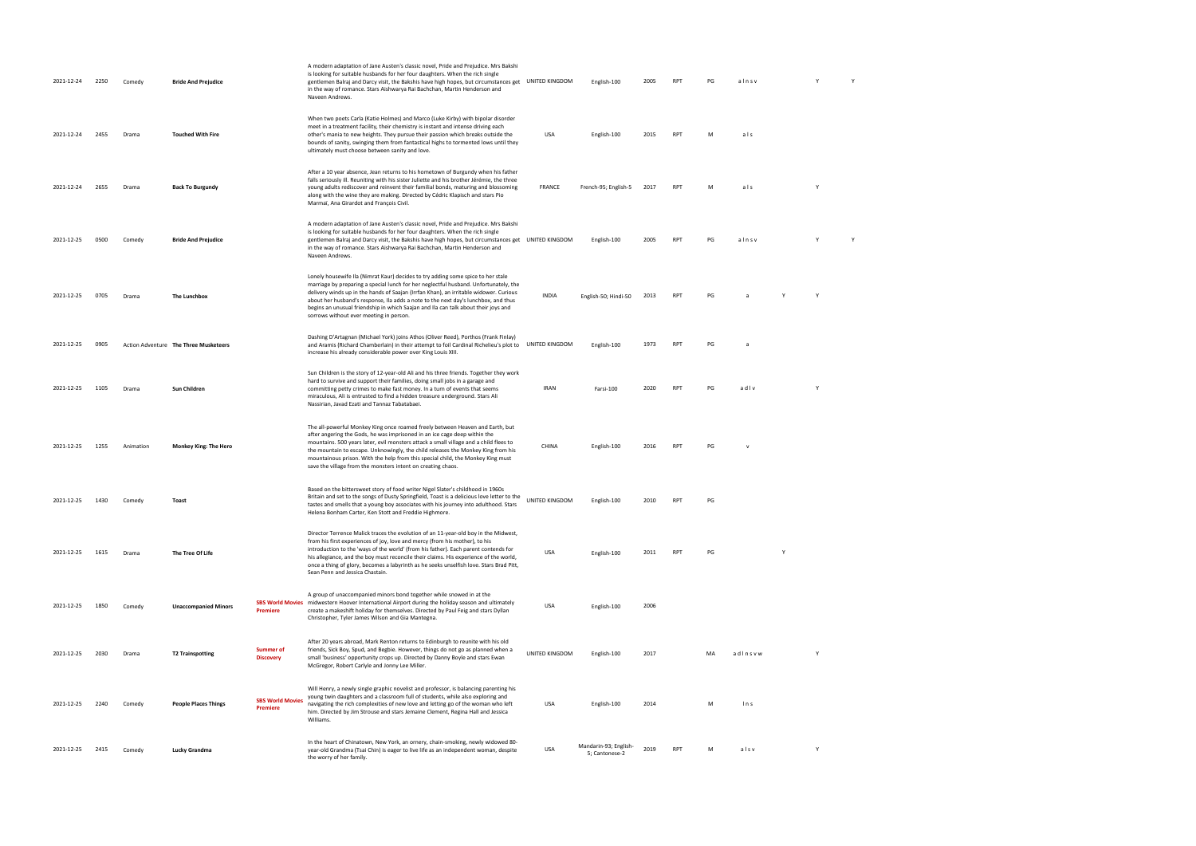| | | | | | | | | | | | | | | |
|---|---|---|---|---|---|---|---|---|---|---|---|---|---|---|
| 2021-12-24 | 2250 | Comedy | **Bride And Prejudice** | | A modern adaptation of Jane Austen's classic novel, Pride and Prejudice. Mrs Bakshi is looking for suitable husbands for her four daughters. When the rich single gentlemen Balraj and Darcy visit, the Bakshis have high hopes, but circumstances get in the way of romance. Stars Aishwarya Rai Bachchan, Martin Henderson and Naveen Andrews. | UNITED KINGDOM | English-100 | 2005 | RPT | PG | a l n s v | | Y | Y |
| 2021-12-24 | 2455 | Drama | **Touched With Fire** | | When two poets Carla (Katie Holmes) and Marco (Luke Kirby) with bipolar disorder meet in a treatment facility, their chemistry is instant and intense driving each other's mania to new heights. They pursue their passion which breaks outside the bounds of sanity, swinging them from fantastical highs to tormented lows until they ultimately must choose between sanity and love. | USA | English-100 | 2015 | RPT | M | a l s | | | |
| 2021-12-24 | 2655 | Drama | **Back To Burgundy** | | After a 10 year absence, Jean returns to his hometown of Burgundy when his father falls seriously ill. Reuniting with his sister Juliette and his brother Jérémie, the three young adults rediscover and reinvent their familial bonds, maturing and blossoming along with the wine they are making. Directed by Cédric Klapisch and stars Pio Marmaï, Ana Girardot and François Civil. | FRANCE | French-95; English-5 | 2017 | RPT | M | a l s | | Y | |
| 2021-12-25 | 0500 | Comedy | **Bride And Prejudice** | | A modern adaptation of Jane Austen's classic novel, Pride and Prejudice. Mrs Bakshi is looking for suitable husbands for her four daughters. When the rich single gentlemen Balraj and Darcy visit, the Bakshis have high hopes, but circumstances get in the way of romance. Stars Aishwarya Rai Bachchan, Martin Henderson and Naveen Andrews. | UNITED KINGDOM | English-100 | 2005 | RPT | PG | a l n s v | | Y | Y |
| 2021-12-25 | 0705 | Drama | **The Lunchbox** | | Lonely housewife Ila (Nimrat Kaur) decides to try adding some spice to her stale marriage by preparing a special lunch for her neglectful husband. Unfortunately, the delivery winds up in the hands of Saajan (Irrfan Khan), an irritable widower. Curious about her husband's response, Ila adds a note to the next day's lunchbox, and thus begins an unusual friendship in which Saajan and Ila can talk about their joys and sorrows without ever meeting in person. | INDIA | English-50; Hindi-50 | 2013 | RPT | PG | a | Y | Y | |
| 2021-12-25 | 0905 | Action Adventure | **The Three Musketeers** | | Dashing D'Artagnan (Michael York) joins Athos (Oliver Reed), Porthos (Frank Finlay) and Aramis (Richard Chamberlain) in their attempt to foil Cardinal Richelieu's plot to increase his already considerable power over King Louis XIII. | UNITED KINGDOM | English-100 | 1973 | RPT | PG | a | | | |
| 2021-12-25 | 1105 | Drama | **Sun Children** | | Sun Children is the story of 12-year-old Ali and his three friends. Together they work hard to survive and support their families, doing small jobs in a garage and committing petty crimes to make fast money. In a turn of events that seems miraculous, Ali is entrusted to find a hidden treasure underground. Stars Ali Nassirian, Javad Ezati and Tannaz Tabatabaei. | IRAN | Farsi-100 | 2020 | RPT | PG | a d l v | | Y | |
| 2021-12-25 | 1255 | Animation | **Monkey King: The Hero** | | The all-powerful Monkey King once roamed freely between Heaven and Earth, but after angering the Gods, he was imprisoned in an ice cage deep within the mountains. 500 years later, evil monsters attack a small village and a child flees to the mountain to escape. Unknowingly, the child releases the Monkey King from his mountainous prison. With the help from this special child, the Monkey King must save the village from the monsters intent on creating chaos. | CHINA | English-100 | 2016 | RPT | PG | v | | | |
| 2021-12-25 | 1430 | Comedy | **Toast** | | Based on the bittersweet story of food writer Nigel Slater's childhood in 1960s Britain and set to the songs of Dusty Springfield, Toast is a delicious love letter to the tastes and smells that a young boy associates with his journey into adulthood. Stars Helena Bonham Carter, Ken Stott and Freddie Highmore. | UNITED KINGDOM | English-100 | 2010 | RPT | PG | | | | |
| 2021-12-25 | 1615 | Drama | **The Tree Of Life** | | Director Terrence Malick traces the evolution of an 11-year-old boy in the Midwest, from his first experiences of joy, love and mercy (from his mother), to his introduction to the 'ways of the world' (from his father). Each parent contends for his allegiance, and the boy must reconcile their claims. His experience of the world, once a thing of glory, becomes a labyrinth as he seeks unselfish love. Stars Brad Pitt, Sean Penn and Jessica Chastain. | USA | English-100 | 2011 | RPT | PG | | Y | | |
| 2021-12-25 | 1850 | Comedy | **Unaccompanied Minors** | **SBS World Movies Premiere** | A group of unaccompanied minors bond together while snowed in at the midwestern Hoover International Airport during the holiday season and ultimately create a makeshift holiday for themselves. Directed by Paul Feig and stars Dyllan Christopher, Tyler James Wilson and Gia Mantegna. | USA | English-100 | 2006 | | | | | | |
| 2021-12-25 | 2030 | Drama | **T2 Trainspotting** | **Summer of Discovery** | After 20 years abroad, Mark Renton returns to Edinburgh to reunite with his old friends, Sick Boy, Spud, and Begbie. However, things do not go as planned when a small 'business' opportunity crops up. Directed by Danny Boyle and stars Ewan McGregor, Robert Carlyle and Jonny Lee Miller. | UNITED KINGDOM | English-100 | 2017 | | MA | a d l n s v w | | Y | |
| 2021-12-25 | 2240 | Comedy | **People Places Things** | **SBS World Movies Premiere** | Will Henry, a newly single graphic novelist and professor, is balancing parenting his young twin daughters and a classroom full of students, while also exploring and navigating the rich complexities of new love and letting go of the woman who left him. Directed by Jim Strouse and stars Jemaine Clement, Regina Hall and Jessica Williams. | USA | English-100 | 2014 | | M | l n s | | | |
| 2021-12-25 | 2415 | Comedy | **Lucky Grandma** | | In the heart of Chinatown, New York, an ornery, chain-smoking, newly widowed 80-year-old Grandma (Tsai Chin) is eager to live life as an independent woman, despite the worry of her family. | USA | Mandarin-93; English-5; Cantonese-2 | 2019 | RPT | M | a l s v | | Y | |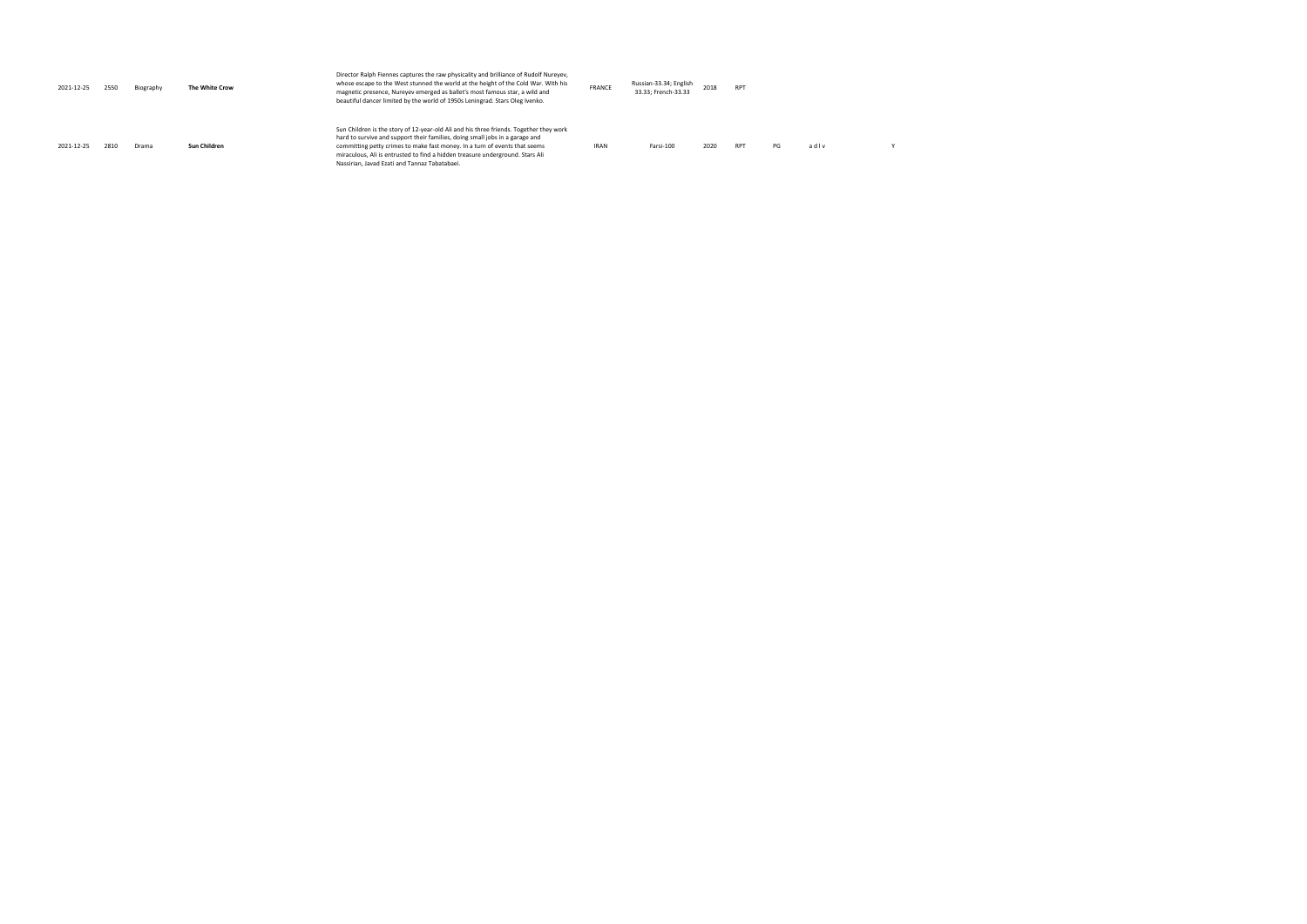| | | | | | | | | | | | | |
|---|---|---|---|---|---|---|---|---|---|---|---|---|
| 2021-12-25 | 2550 | Biography | **The White Crow** | Director Ralph Fiennes captures the raw physicality and brilliance of Rudolf Nureyev, whose escape to the West stunned the world at the height of the Cold War. With his magnetic presence, Nureyev emerged as ballet's most famous star, a wild and beautiful dancer limited by the world of 1950s Leningrad. Stars Oleg Ivenko. | FRANCE | Russian-33.34; English 33.33; French-33.33 | 2018 | RPT | | | |
| 2021-12-25 | 2810 | Drama | **Sun Children** | Sun Children is the story of 12-year-old Ali and his three friends. Together they work hard to survive and support their families, doing small jobs in a garage and committing petty crimes to make fast money. In a turn of events that seems miraculous, Ali is entrusted to find a hidden treasure underground. Stars Ali Nassirian, Javad Ezati and Tannaz Tabatabaei. | IRAN | Farsi-100 | 2020 | RPT | PG | a d l v | Y |